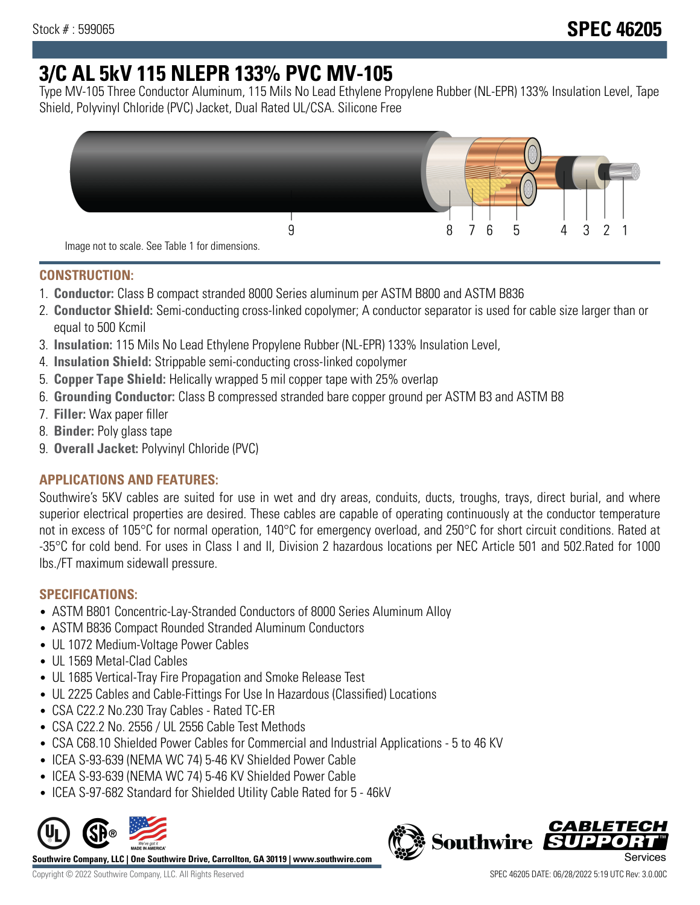Stock # : 599065

**SPEC 46205**

# 3/C AL 5kV 115 NLEPR 133% PVC MV-105

Type MV-105 Three Conductor Aluminum, 115 Mils No Lead Ethylene Propylene Rubber (NL-EPR) 133% Insulation Level, Tape Shield, Polyvinyl Chloride (PVC) Jacket, Dual Rated UL/CSA. Silicone Free

9 8 7 6 5 4 3 2 1

Image not to scale. See Table 1 for dimensions.

## CONSTRUCTION:

1. **Conductor:** Class B compact stranded 8000 Series aluminum per ASTM B800 and ASTM B836
2. **Conductor Shield:** Semi-conducting cross-linked copolymer; A conductor separator is used for cable size larger than or equal to 500 Kcmil
3. **Insulation:** 115 Mils No Lead Ethylene Propylene Rubber (NL-EPR) 133% Insulation Level,
4. **Insulation Shield:** Strippable semi-conducting cross-linked copolymer
5. **Copper Tape Shield:** Helically wrapped 5 mil copper tape with 25% overlap
6. **Grounding Conductor:** Class B compressed stranded bare copper ground per ASTM B3 and ASTM B8
7. **Filler:** Wax paper filler
8. **Binder:** Poly glass tape
9. **Overall Jacket:** Polyvinyl Chloride (PVC)

## APPLICATIONS AND FEATURES:

Southwire's 5KV cables are suited for use in wet and dry areas, conduits, ducts, troughs, trays, direct burial, and where superior electrical properties are desired. These cables are capable of operating continuously at the conductor temperature not in excess of 105°C for normal operation, 140°C for emergency overload, and 250°C for short circuit conditions. Rated at -35°C for cold bend. For uses in Class I and II, Division 2 hazardous locations per NEC Article 501 and 502.Rated for 1000 lbs./FT maximum sidewall pressure.

## SPECIFICATIONS:

- ASTM B801 Concentric-Lay-Stranded Conductors of 8000 Series Aluminum Alloy
- ASTM B836 Compact Rounded Stranded Aluminum Conductors
- UL 1072 Medium-Voltage Power Cables
- UL 1569 Metal-Clad Cables
- UL 1685 Vertical-Tray Fire Propagation and Smoke Release Test
- UL 2225 Cables and Cable-Fittings For Use In Hazardous (Classified) Locations
- CSA C22.2 No.230 Tray Cables - Rated TC-ER
- CSA C22.2 No. 2556 / UL 2556 Cable Test Methods
- CSA C68.10 Shielded Power Cables for Commercial and Industrial Applications - 5 to 46 KV
- ICEA S-93-639 (NEMA WC 74) 5-46 KV Shielded Power Cable
- ICEA S-93-639 (NEMA WC 74) 5-46 KV Shielded Power Cable
- ICEA S-97-682 Standard for Shielded Utility Cable Rated for 5 - 46kV

**Southwire Company, LLC | One Southwire Drive, Carrollton, GA 30119 | www.southwire.com**

Copyright © 2022 Southwire Company, LLC. All Rights Reserved

SPEC 46205 DATE: 06/28/2022 5:19 UTC Rev: 3.0.00C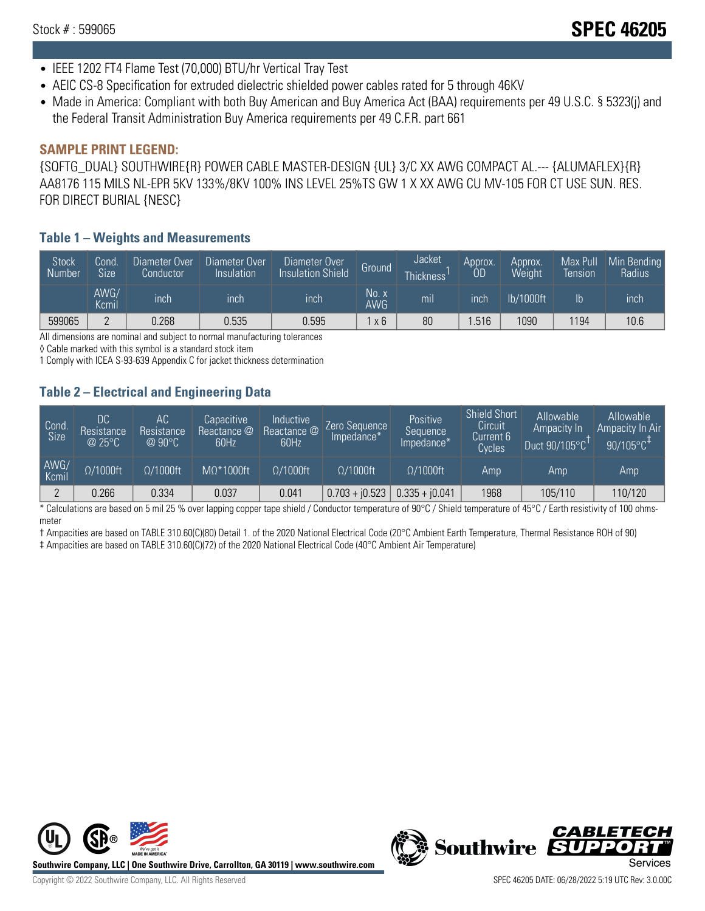- IEEE 1202 FT4 Flame Test (70,000) BTU/hr Vertical Tray Test
- AEIC CS-8 Specification for extruded dielectric shielded power cables rated for 5 through 46KV
- Made in America: Compliant with both Buy American and Buy America Act (BAA) requirements per 49 U.S.C. § 5323(j) and the Federal Transit Administration Buy America requirements per 49 C.F.R. part 661

## SAMPLE PRINT LEGEND:

{SQFTG_DUAL} SOUTHWIRE{R} POWER CABLE MASTER-DESIGN {UL} 3/C XX AWG COMPACT AL.--- {ALUMAFLEX}{R} AA8176 115 MILS NL-EPR 5KV 133%/8KV 100% INS LEVEL 25%TS GW 1 X XX AWG CU MV-105 FOR CT USE SUN. RES. FOR DIRECT BURIAL {NESC}

### Table 1 – Weights and Measurements

| Stock Number | Cond. Size | Diameter Over Conductor | Diameter Over Insulation | Diameter Over Insulation Shield | Ground | Jacket Thickness[1] | Approx. OD | Approx. Weight | Max Pull Tension | Min Bending Radius |
|---|---|---|---|---|---|---|---|---|---|---|
| | AWG/ Kcmil | inch | inch | inch | No. x AWG | mil | inch | lb/1000ft | lb | inch |
| 599065 | 2 | 0.268 | 0.535 | 0.595 | 1 x 6 | 80 | 1.516 | 1090 | 1194 | 10.6 |

All dimensions are nominal and subject to normal manufacturing tolerances

◊ Cable marked with this symbol is a standard stock item

1 Comply with ICEA S-93-639 Appendix C for jacket thickness determination

### Table 2 – Electrical and Engineering Data

| Cond. Size | DC Resistance @ 25°C | AC Resistance @ 90°C | Capacitive Reactance @ 60Hz | Inductive Reactance @ 60Hz | Zero Sequence Impedance* | Positive Sequence Impedance* | Shield Short Circuit Current 6 Cycles | Allowable Ampacity In Duct 90/105°C† | Allowable Ampacity In Air 90/105°C‡ |
|---|---|---|---|---|---|---|---|---|---|
| AWG/ Kcmil | Ω/1000ft | Ω/1000ft | MΩ*1000ft | Ω/1000ft | Ω/1000ft | Ω/1000ft | Amp | Amp | Amp |
| 2 | 0.266 | 0.334 | 0.037 | 0.041 | 0.703 + j0.523 | 0.335 + j0.041 | 1968 | 105/110 | 110/120 |

* Calculations are based on 5 mil 25 % over lapping copper tape shield / Conductor temperature of 90°C / Shield temperature of 45°C / Earth resistivity of 100 ohms-meter

† Ampacities are based on TABLE 310.60(C)(80) Detail 1. of the 2020 National Electrical Code (20°C Ambient Earth Temperature, Thermal Resistance ROH of 90)

‡ Ampacities are based on TABLE 310.60(C)(72) of the 2020 National Electrical Code (40°C Ambient Air Temperature)

Southwire Company, LLC | One Southwire Drive, Carrollton, GA 30119 | www.southwire.com